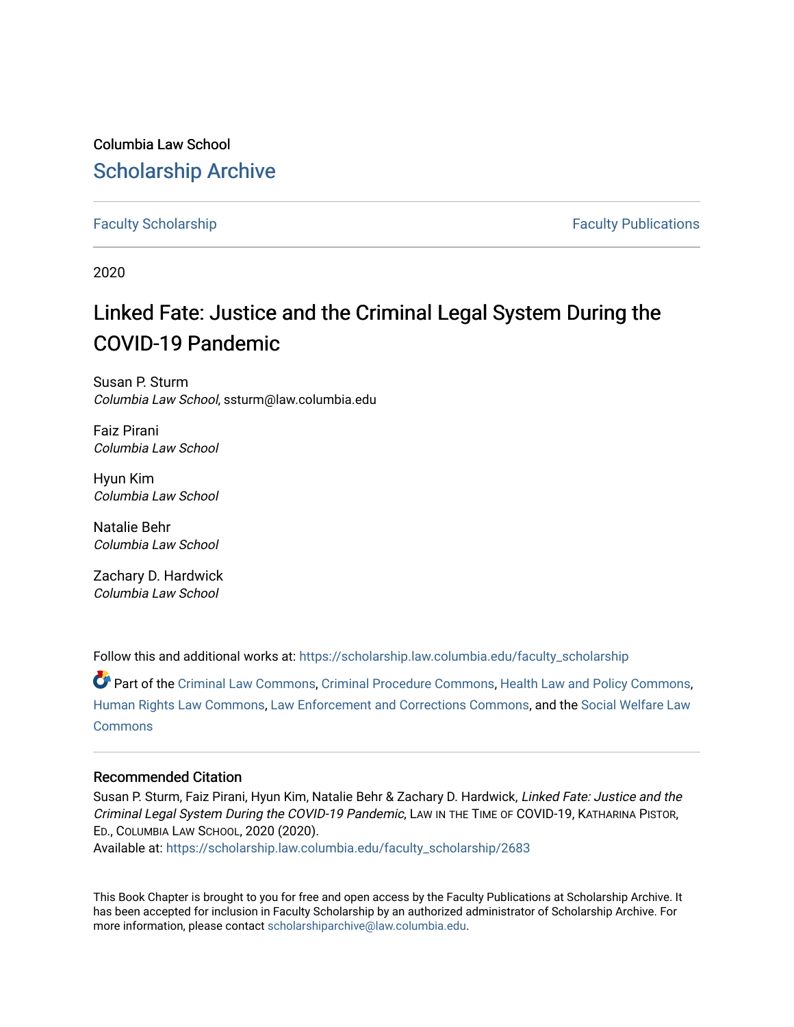Columbia Law School

## Scholarship Archive

Faculty Scholarship | Faculty Publications

2020

# Linked Fate: Justice and the Criminal Legal System During the COVID-19 Pandemic

Susan P. Sturm
*Columbia Law School*, ssturm@law.columbia.edu

Faiz Pirani
*Columbia Law School*

Hyun Kim
*Columbia Law School*

Natalie Behr
*Columbia Law School*

Zachary D. Hardwick
*Columbia Law School*

Follow this and additional works at: https://scholarship.law.columbia.edu/faculty_scholarship

Part of the Criminal Law Commons, Criminal Procedure Commons, Health Law and Policy Commons, Human Rights Law Commons, Law Enforcement and Corrections Commons, and the Social Welfare Law Commons

### Recommended Citation

Susan P. Sturm, Faiz Pirani, Hyun Kim, Natalie Behr & Zachary D. Hardwick, *Linked Fate: Justice and the Criminal Legal System During the COVID-19 Pandemic*, LAW IN THE TIME OF COVID-19, KATHARINA PISTOR, ED., COLUMBIA LAW SCHOOL, 2020 (2020).
Available at: https://scholarship.law.columbia.edu/faculty_scholarship/2683

This Book Chapter is brought to you for free and open access by the Faculty Publications at Scholarship Archive. It has been accepted for inclusion in Faculty Scholarship by an authorized administrator of Scholarship Archive. For more information, please contact scholarshiparchive@law.columbia.edu.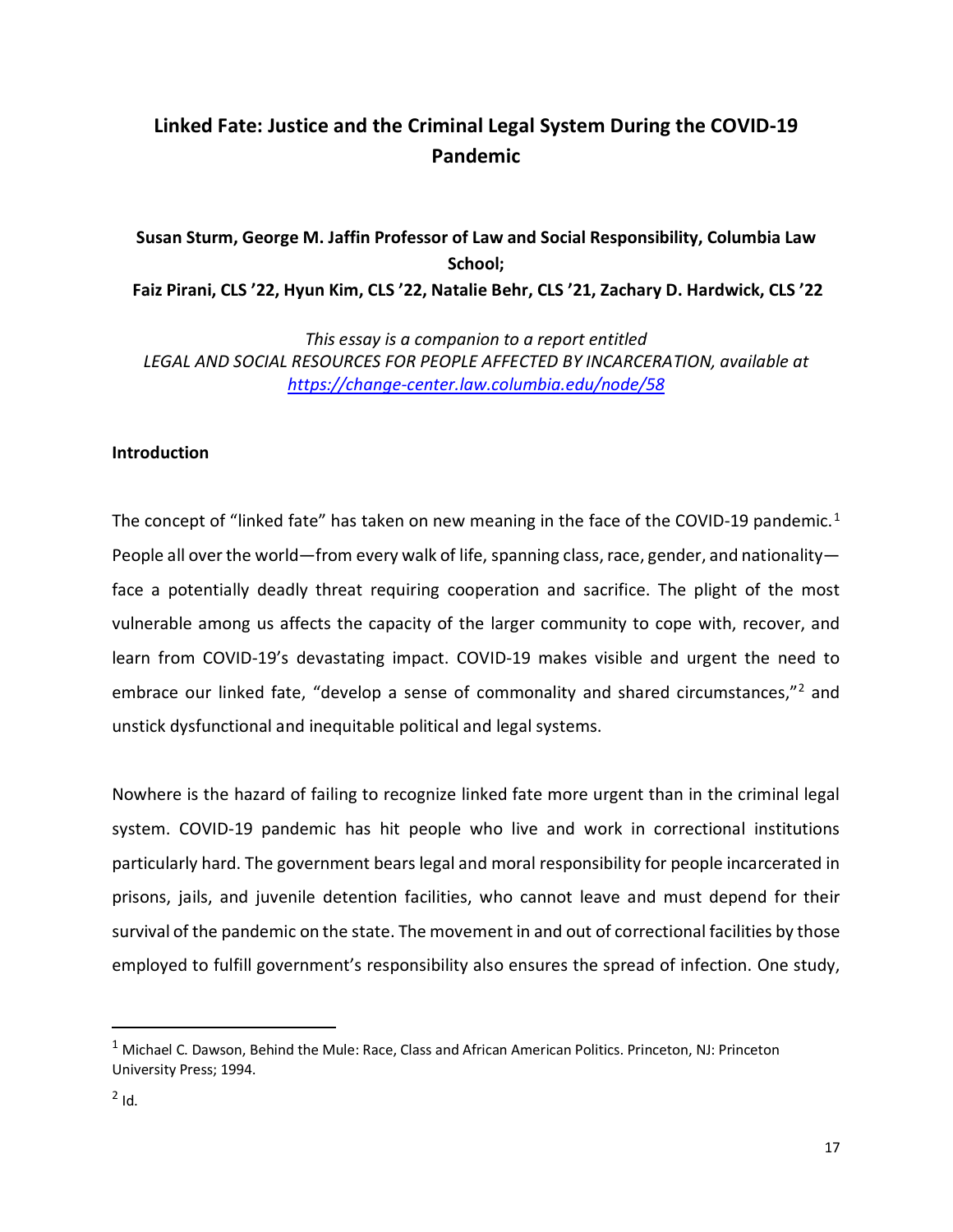# Linked Fate: Justice and the Criminal Legal System During the COVID-19 Pandemic

**Susan Sturm, George M. Jaffin Professor of Law and Social Responsibility, Columbia Law School;**
**Faiz Pirani, CLS '22, Hyun Kim, CLS '22, Natalie Behr, CLS '21, Zachary D. Hardwick, CLS '22**

*This essay is a companion to a report entitled*
*LEGAL AND SOCIAL RESOURCES FOR PEOPLE AFFECTED BY INCARCERATION, available at* [*https://change-center.law.columbia.edu/node/58*](https://change-center.law.columbia.edu/node/58)

## Introduction

The concept of "linked fate" has taken on new meaning in the face of the COVID-19 pandemic.[1] People all over the world—from every walk of life, spanning class, race, gender, and nationality—face a potentially deadly threat requiring cooperation and sacrifice. The plight of the most vulnerable among us affects the capacity of the larger community to cope with, recover, and learn from COVID-19's devastating impact. COVID-19 makes visible and urgent the need to embrace our linked fate, "develop a sense of commonality and shared circumstances,"[2] and unstick dysfunctional and inequitable political and legal systems.

Nowhere is the hazard of failing to recognize linked fate more urgent than in the criminal legal system. COVID-19 pandemic has hit people who live and work in correctional institutions particularly hard. The government bears legal and moral responsibility for people incarcerated in prisons, jails, and juvenile detention facilities, who cannot leave and must depend for their survival of the pandemic on the state. The movement in and out of correctional facilities by those employed to fulfill government's responsibility also ensures the spread of infection. One study,

---

[1] Michael C. Dawson, Behind the Mule: Race, Class and African American Politics. Princeton, NJ: Princeton University Press; 1994.

[2] Id.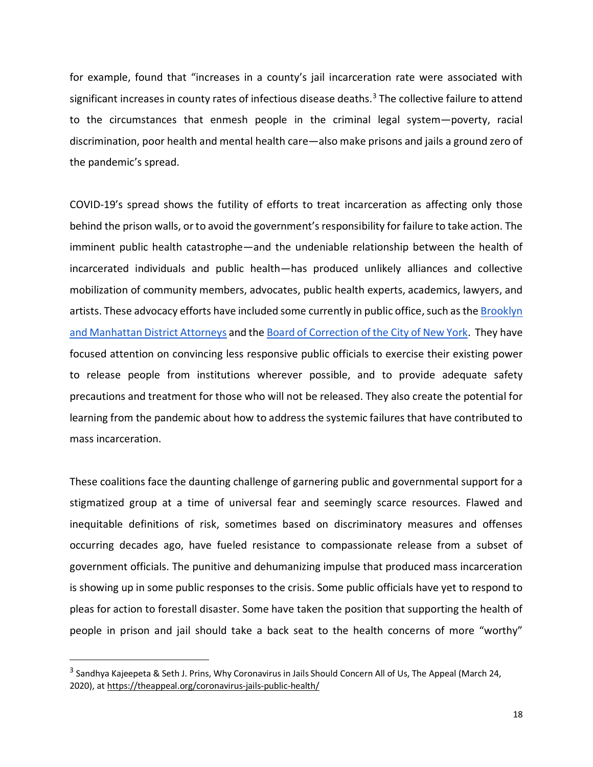for example, found that "increases in a county's jail incarceration rate were associated with significant increases in county rates of infectious disease deaths.[3] The collective failure to attend to the circumstances that enmesh people in the criminal legal system—poverty, racial discrimination, poor health and mental health care—also make prisons and jails a ground zero of the pandemic's spread.

COVID-19's spread shows the futility of efforts to treat incarceration as affecting only those behind the prison walls, or to avoid the government's responsibility for failure to take action. The imminent public health catastrophe—and the undeniable relationship between the health of incarcerated individuals and public health—has produced unlikely alliances and collective mobilization of community members, advocates, public health experts, academics, lawyers, and artists. These advocacy efforts have included some currently in public office, such as the Brooklyn and Manhattan District Attorneys and the Board of Correction of the City of New York. They have focused attention on convincing less responsive public officials to exercise their existing power to release people from institutions wherever possible, and to provide adequate safety precautions and treatment for those who will not be released. They also create the potential for learning from the pandemic about how to address the systemic failures that have contributed to mass incarceration.

These coalitions face the daunting challenge of garnering public and governmental support for a stigmatized group at a time of universal fear and seemingly scarce resources. Flawed and inequitable definitions of risk, sometimes based on discriminatory measures and offenses occurring decades ago, have fueled resistance to compassionate release from a subset of government officials. The punitive and dehumanizing impulse that produced mass incarceration is showing up in some public responses to the crisis. Some public officials have yet to respond to pleas for action to forestall disaster. Some have taken the position that supporting the health of people in prison and jail should take a back seat to the health concerns of more "worthy"

---

[3] Sandhya Kajeepeta & Seth J. Prins, Why Coronavirus in Jails Should Concern All of Us, The Appeal (March 24, 2020), at https://theappeal.org/coronavirus-jails-public-health/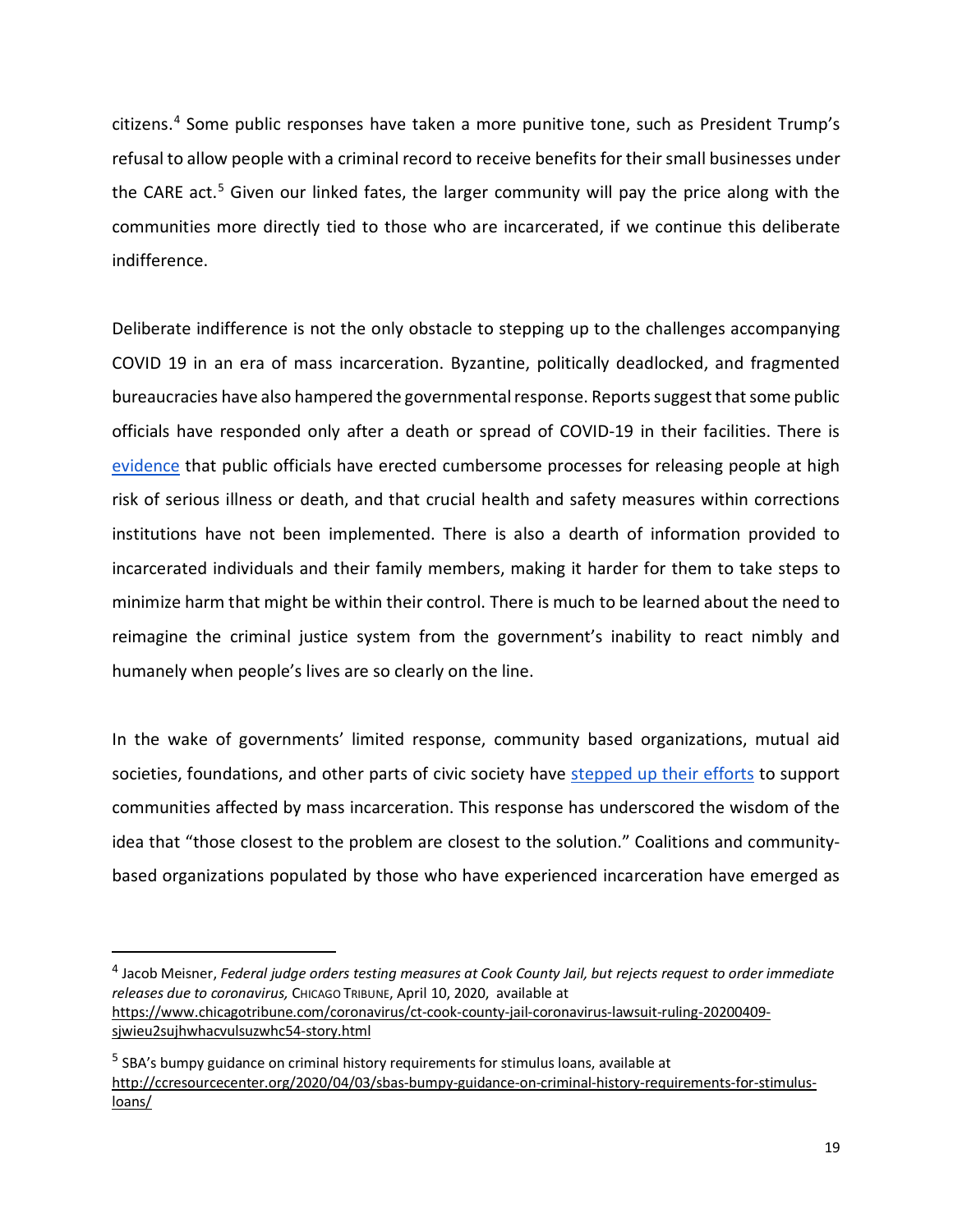citizens.[4] Some public responses have taken a more punitive tone, such as President Trump's refusal to allow people with a criminal record to receive benefits for their small businesses under the CARE act.[5] Given our linked fates, the larger community will pay the price along with the communities more directly tied to those who are incarcerated, if we continue this deliberate indifference.

Deliberate indifference is not the only obstacle to stepping up to the challenges accompanying COVID 19 in an era of mass incarceration. Byzantine, politically deadlocked, and fragmented bureaucracies have also hampered the governmental response. Reports suggest that some public officials have responded only after a death or spread of COVID-19 in their facilities. There is evidence that public officials have erected cumbersome processes for releasing people at high risk of serious illness or death, and that crucial health and safety measures within corrections institutions have not been implemented. There is also a dearth of information provided to incarcerated individuals and their family members, making it harder for them to take steps to minimize harm that might be within their control. There is much to be learned about the need to reimagine the criminal justice system from the government's inability to react nimbly and humanely when people's lives are so clearly on the line.

In the wake of governments' limited response, community based organizations, mutual aid societies, foundations, and other parts of civic society have stepped up their efforts to support communities affected by mass incarceration. This response has underscored the wisdom of the idea that "those closest to the problem are closest to the solution." Coalitions and community-based organizations populated by those who have experienced incarceration have emerged as

---

[4] Jacob Meisner, *Federal judge orders testing measures at Cook County Jail, but rejects request to order immediate releases due to coronavirus,* CHICAGO TRIBUNE, April 10, 2020, available at https://www.chicagotribune.com/coronavirus/ct-cook-county-jail-coronavirus-lawsuit-ruling-20200409-sjwieu2sujhwhacvulsuzwhc54-story.html

[5] SBA's bumpy guidance on criminal history requirements for stimulus loans, available at http://ccresourcecenter.org/2020/04/03/sbas-bumpy-guidance-on-criminal-history-requirements-for-stimulus-loans/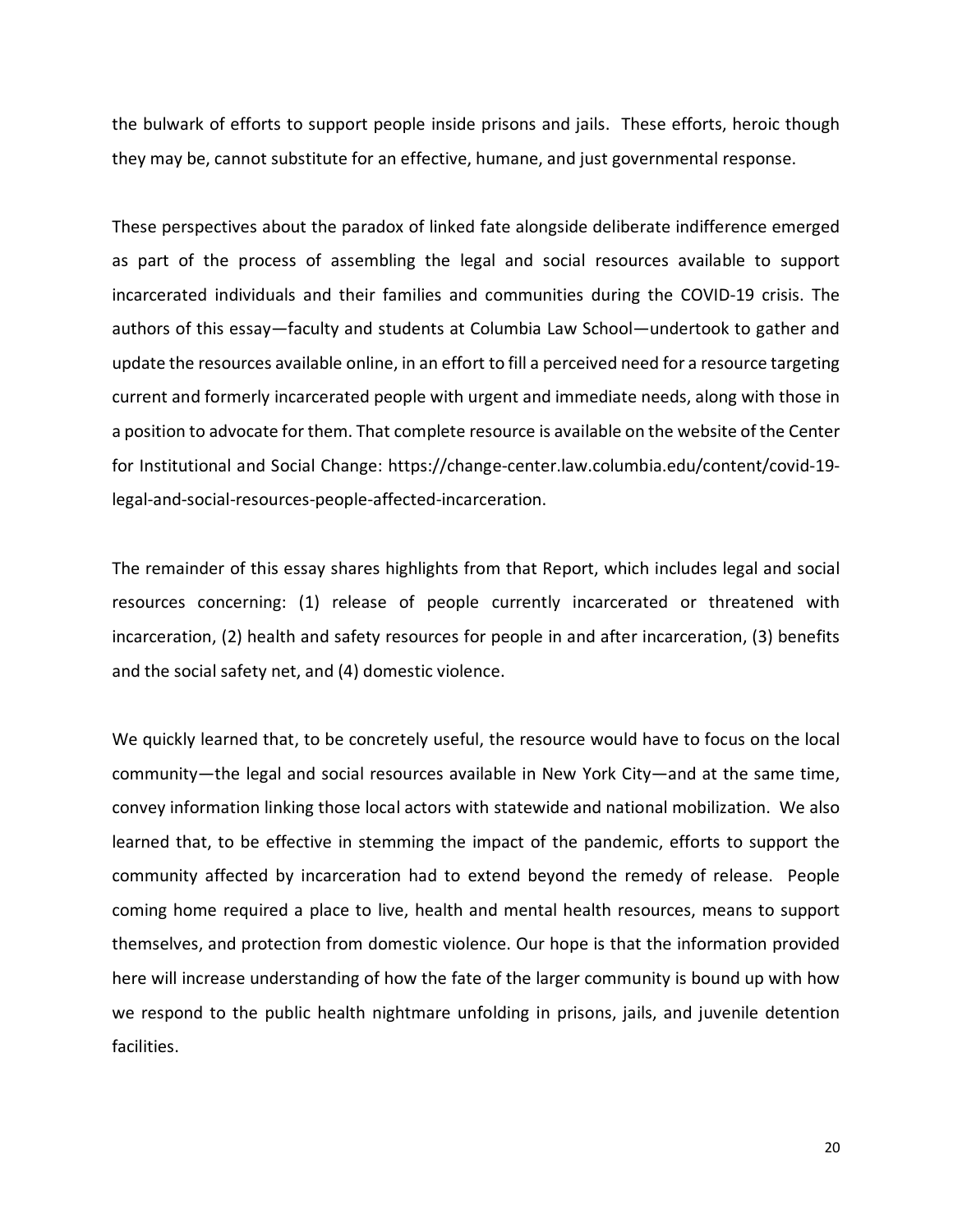the bulwark of efforts to support people inside prisons and jails. These efforts, heroic though they may be, cannot substitute for an effective, humane, and just governmental response.

These perspectives about the paradox of linked fate alongside deliberate indifference emerged as part of the process of assembling the legal and social resources available to support incarcerated individuals and their families and communities during the COVID-19 crisis. The authors of this essay—faculty and students at Columbia Law School—undertook to gather and update the resources available online, in an effort to fill a perceived need for a resource targeting current and formerly incarcerated people with urgent and immediate needs, along with those in a position to advocate for them. That complete resource is available on the website of the Center for Institutional and Social Change: https://change-center.law.columbia.edu/content/covid-19-legal-and-social-resources-people-affected-incarceration.

The remainder of this essay shares highlights from that Report, which includes legal and social resources concerning: (1) release of people currently incarcerated or threatened with incarceration, (2) health and safety resources for people in and after incarceration, (3) benefits and the social safety net, and (4) domestic violence.

We quickly learned that, to be concretely useful, the resource would have to focus on the local community—the legal and social resources available in New York City—and at the same time, convey information linking those local actors with statewide and national mobilization. We also learned that, to be effective in stemming the impact of the pandemic, efforts to support the community affected by incarceration had to extend beyond the remedy of release. People coming home required a place to live, health and mental health resources, means to support themselves, and protection from domestic violence. Our hope is that the information provided here will increase understanding of how the fate of the larger community is bound up with how we respond to the public health nightmare unfolding in prisons, jails, and juvenile detention facilities.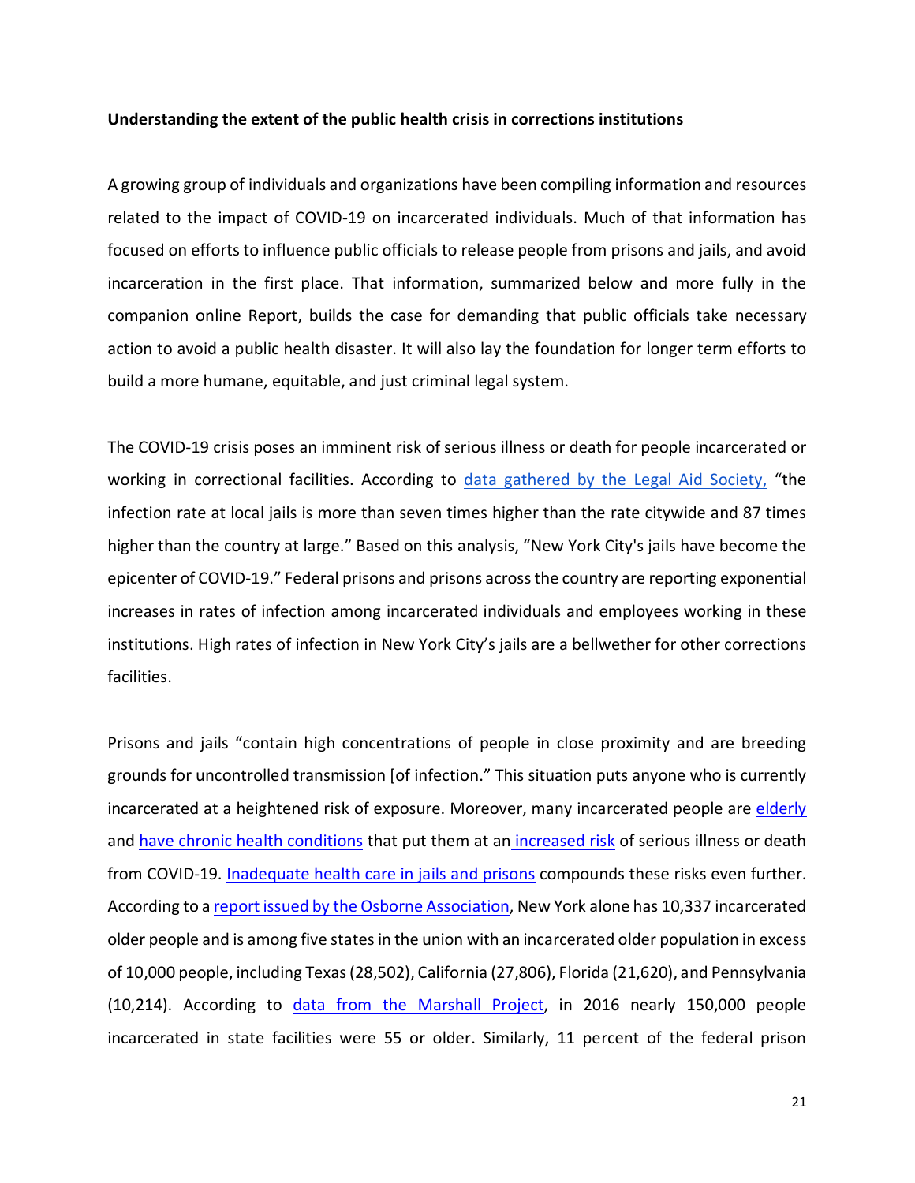**Understanding the extent of the public health crisis in corrections institutions**

A growing group of individuals and organizations have been compiling information and resources related to the impact of COVID-19 on incarcerated individuals. Much of that information has focused on efforts to influence public officials to release people from prisons and jails, and avoid incarceration in the first place. That information, summarized below and more fully in the companion online Report, builds the case for demanding that public officials take necessary action to avoid a public health disaster. It will also lay the foundation for longer term efforts to build a more humane, equitable, and just criminal legal system.

The COVID-19 crisis poses an imminent risk of serious illness or death for people incarcerated or working in correctional facilities. According to data gathered by the Legal Aid Society, "the infection rate at local jails is more than seven times higher than the rate citywide and 87 times higher than the country at large." Based on this analysis, "New York City's jails have become the epicenter of COVID-19." Federal prisons and prisons across the country are reporting exponential increases in rates of infection among incarcerated individuals and employees working in these institutions. High rates of infection in New York City's jails are a bellwether for other corrections facilities.

Prisons and jails "contain high concentrations of people in close proximity and are breeding grounds for uncontrolled transmission [of infection." This situation puts anyone who is currently incarcerated at a heightened risk of exposure. Moreover, many incarcerated people are elderly and have chronic health conditions that put them at an increased risk of serious illness or death from COVID-19. Inadequate health care in jails and prisons compounds these risks even further. According to a report issued by the Osborne Association, New York alone has 10,337 incarcerated older people and is among five states in the union with an incarcerated older population in excess of 10,000 people, including Texas (28,502), California (27,806), Florida (21,620), and Pennsylvania (10,214). According to data from the Marshall Project, in 2016 nearly 150,000 people incarcerated in state facilities were 55 or older. Similarly, 11 percent of the federal prison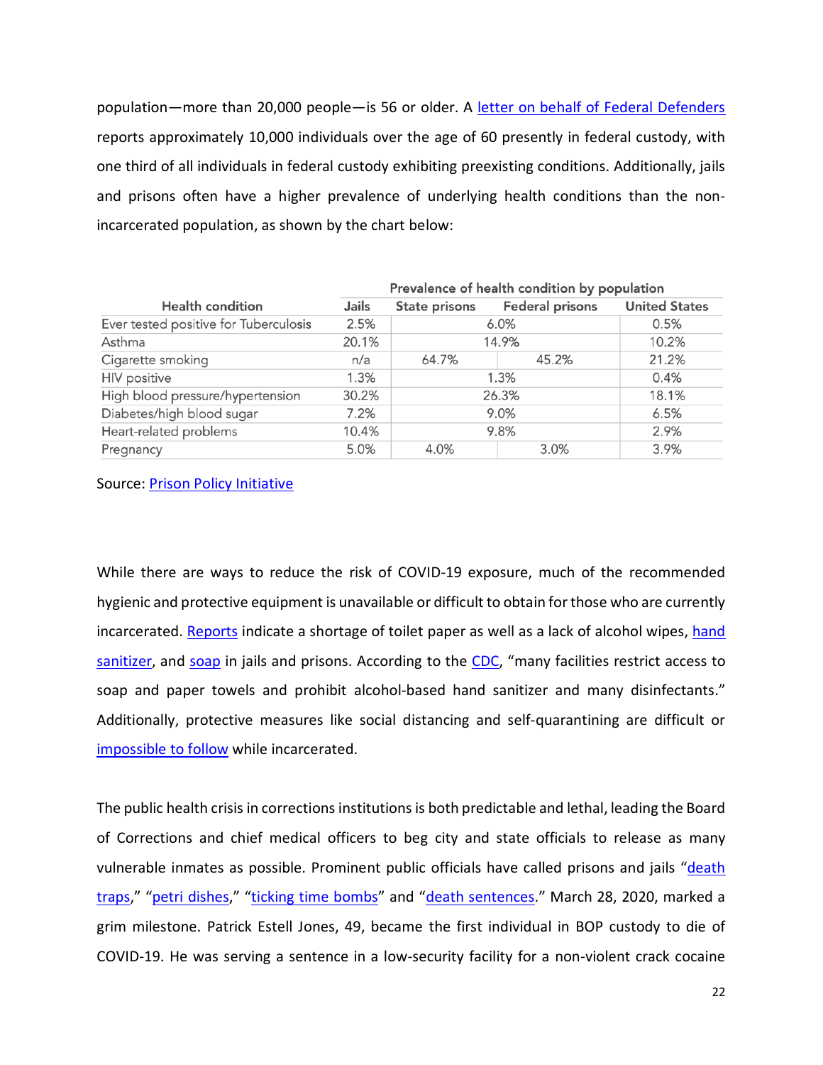population—more than 20,000 people—is 56 or older. A letter on behalf of Federal Defenders reports approximately 10,000 individuals over the age of 60 presently in federal custody, with one third of all individuals in federal custody exhibiting preexisting conditions. Additionally, jails and prisons often have a higher prevalence of underlying health conditions than the non-incarcerated population, as shown by the chart below:

| Health condition | Prevalence of health condition by population | | | |
|---|---|---|---|---|
| | Jails | State prisons | Federal prisons | United States |
| Ever tested positive for Tuberculosis | 2.5% | 6.0% | | 0.5% |
| Asthma | 20.1% | 14.9% | | 10.2% |
| Cigarette smoking | n/a | 64.7% | 45.2% | 21.2% |
| HIV positive | 1.3% | 1.3% | | 0.4% |
| High blood pressure/hypertension | 30.2% | 26.3% | | 18.1% |
| Diabetes/high blood sugar | 7.2% | 9.0% | | 6.5% |
| Heart-related problems | 10.4% | 9.8% | | 2.9% |
| Pregnancy | 5.0% | 4.0% | 3.0% | 3.9% |

Source: Prison Policy Initiative

While there are ways to reduce the risk of COVID-19 exposure, much of the recommended hygienic and protective equipment is unavailable or difficult to obtain for those who are currently incarcerated. Reports indicate a shortage of toilet paper as well as a lack of alcohol wipes, hand sanitizer, and soap in jails and prisons. According to the CDC, "many facilities restrict access to soap and paper towels and prohibit alcohol-based hand sanitizer and many disinfectants." Additionally, protective measures like social distancing and self-quarantining are difficult or impossible to follow while incarcerated.

The public health crisis in corrections institutions is both predictable and lethal, leading the Board of Corrections and chief medical officers to beg city and state officials to release as many vulnerable inmates as possible. Prominent public officials have called prisons and jails "death traps," "petri dishes," "ticking time bombs" and "death sentences." March 28, 2020, marked a grim milestone. Patrick Estell Jones, 49, became the first individual in BOP custody to die of COVID-19. He was serving a sentence in a low-security facility for a non-violent crack cocaine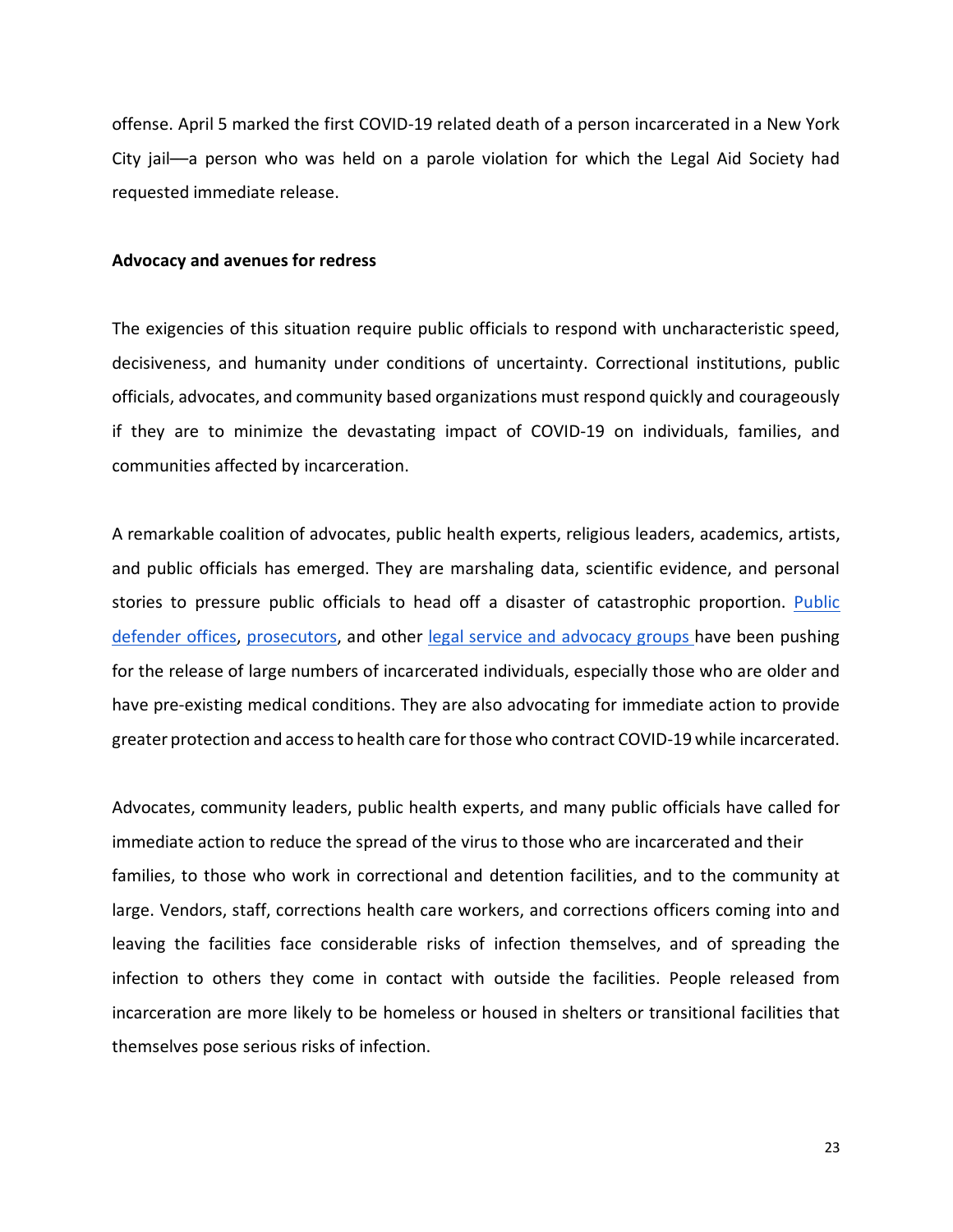offense. April 5 marked the first COVID-19 related death of a person incarcerated in a New York City jail—a person who was held on a parole violation for which the Legal Aid Society had requested immediate release.

**Advocacy and avenues for redress**

The exigencies of this situation require public officials to respond with uncharacteristic speed, decisiveness, and humanity under conditions of uncertainty. Correctional institutions, public officials, advocates, and community based organizations must respond quickly and courageously if they are to minimize the devastating impact of COVID-19 on individuals, families, and communities affected by incarceration.

A remarkable coalition of advocates, public health experts, religious leaders, academics, artists, and public officials has emerged. They are marshaling data, scientific evidence, and personal stories to pressure public officials to head off a disaster of catastrophic proportion. Public defender offices, prosecutors, and other legal service and advocacy groups have been pushing for the release of large numbers of incarcerated individuals, especially those who are older and have pre-existing medical conditions. They are also advocating for immediate action to provide greater protection and access to health care for those who contract COVID-19 while incarcerated.

Advocates, community leaders, public health experts, and many public officials have called for immediate action to reduce the spread of the virus to those who are incarcerated and their families, to those who work in correctional and detention facilities, and to the community at large. Vendors, staff, corrections health care workers, and corrections officers coming into and leaving the facilities face considerable risks of infection themselves, and of spreading the infection to others they come in contact with outside the facilities. People released from incarceration are more likely to be homeless or housed in shelters or transitional facilities that themselves pose serious risks of infection.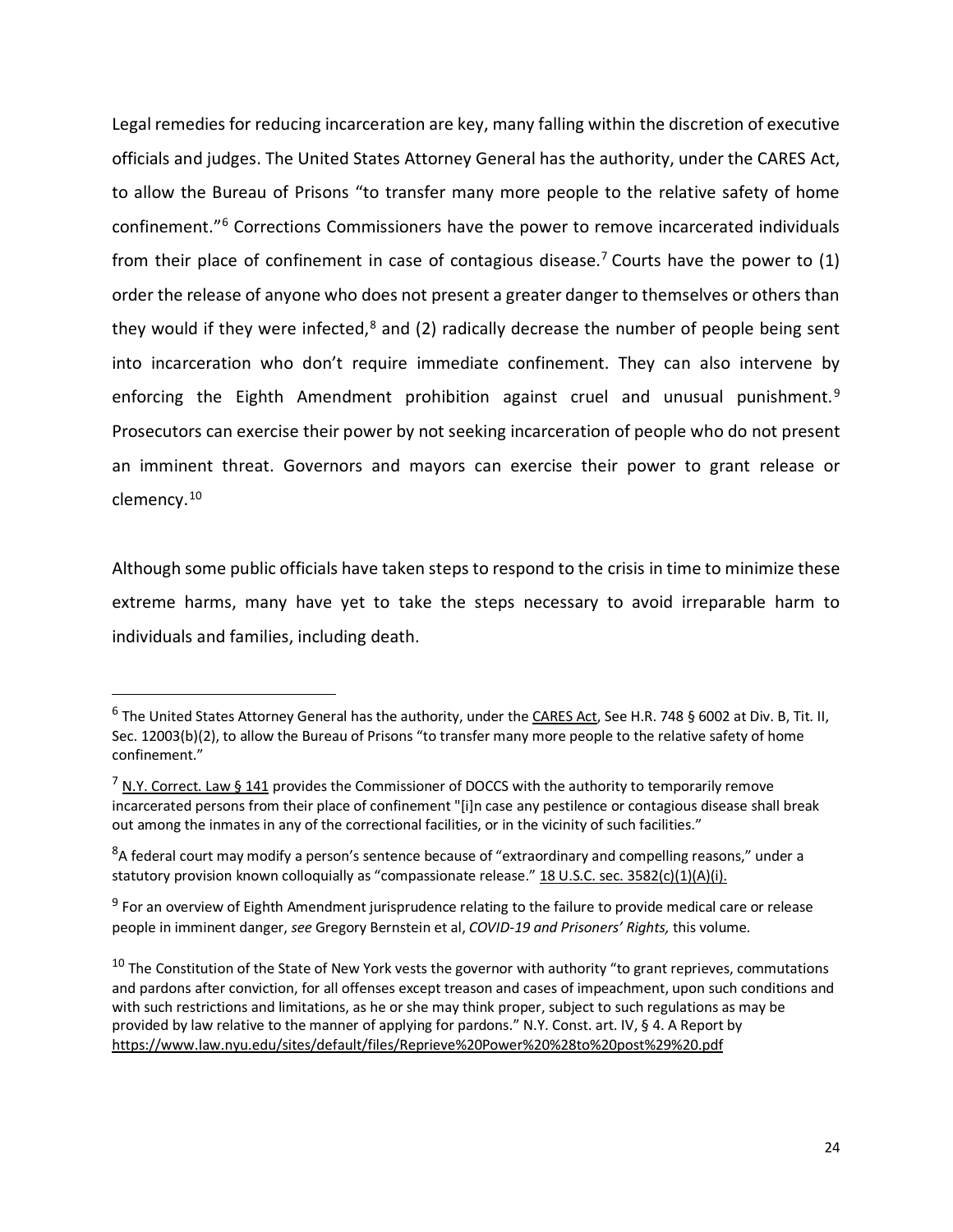Legal remedies for reducing incarceration are key, many falling within the discretion of executive officials and judges. The United States Attorney General has the authority, under the CARES Act, to allow the Bureau of Prisons "to transfer many more people to the relative safety of home confinement."[6] Corrections Commissioners have the power to remove incarcerated individuals from their place of confinement in case of contagious disease.[7] Courts have the power to (1) order the release of anyone who does not present a greater danger to themselves or others than they would if they were infected,[8] and (2) radically decrease the number of people being sent into incarceration who don't require immediate confinement. They can also intervene by enforcing the Eighth Amendment prohibition against cruel and unusual punishment.[9] Prosecutors can exercise their power by not seeking incarceration of people who do not present an imminent threat. Governors and mayors can exercise their power to grant release or clemency.[10]

Although some public officials have taken steps to respond to the crisis in time to minimize these extreme harms, many have yet to take the steps necessary to avoid irreparable harm to individuals and families, including death.

---

[6] The United States Attorney General has the authority, under the CARES Act, See H.R. 748 § 6002 at Div. B, Tit. II, Sec. 12003(b)(2), to allow the Bureau of Prisons "to transfer many more people to the relative safety of home confinement."

[7] N.Y. Correct. Law § 141 provides the Commissioner of DOCCS with the authority to temporarily remove incarcerated persons from their place of confinement "[i]n case any pestilence or contagious disease shall break out among the inmates in any of the correctional facilities, or in the vicinity of such facilities."

[8] A federal court may modify a person's sentence because of "extraordinary and compelling reasons," under a statutory provision known colloquially as "compassionate release." 18 U.S.C. sec. 3582(c)(1)(A)(i).

[9] For an overview of Eighth Amendment jurisprudence relating to the failure to provide medical care or release people in imminent danger, *see* Gregory Bernstein et al, *COVID-19 and Prisoners' Rights,* this volume.

[10] The Constitution of the State of New York vests the governor with authority "to grant reprieves, commutations and pardons after conviction, for all offenses except treason and cases of impeachment, upon such conditions and with such restrictions and limitations, as he or she may think proper, subject to such regulations as may be provided by law relative to the manner of applying for pardons." N.Y. Const. art. IV, § 4. A Report by https://www.law.nyu.edu/sites/default/files/Reprieve%20Power%20%28to%20post%29%20.pdf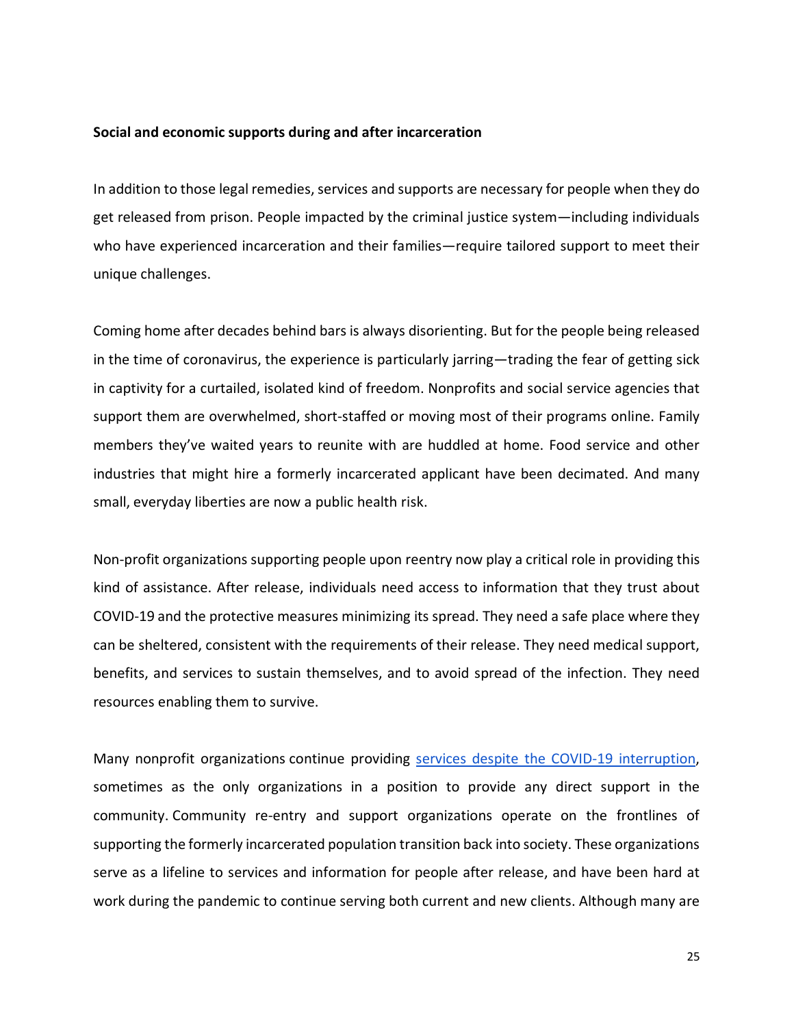**Social and economic supports during and after incarceration**

In addition to those legal remedies, services and supports are necessary for people when they do get released from prison. People impacted by the criminal justice system—including individuals who have experienced incarceration and their families—require tailored support to meet their unique challenges.

Coming home after decades behind bars is always disorienting. But for the people being released in the time of coronavirus, the experience is particularly jarring—trading the fear of getting sick in captivity for a curtailed, isolated kind of freedom. Nonprofits and social service agencies that support them are overwhelmed, short-staffed or moving most of their programs online. Family members they've waited years to reunite with are huddled at home. Food service and other industries that might hire a formerly incarcerated applicant have been decimated. And many small, everyday liberties are now a public health risk.

Non-profit organizations supporting people upon reentry now play a critical role in providing this kind of assistance. After release, individuals need access to information that they trust about COVID-19 and the protective measures minimizing its spread. They need a safe place where they can be sheltered, consistent with the requirements of their release. They need medical support, benefits, and services to sustain themselves, and to avoid spread of the infection. They need resources enabling them to survive.

Many nonprofit organizations continue providing services despite the COVID-19 interruption, sometimes as the only organizations in a position to provide any direct support in the community. Community re-entry and support organizations operate on the frontlines of supporting the formerly incarcerated population transition back into society. These organizations serve as a lifeline to services and information for people after release, and have been hard at work during the pandemic to continue serving both current and new clients. Although many are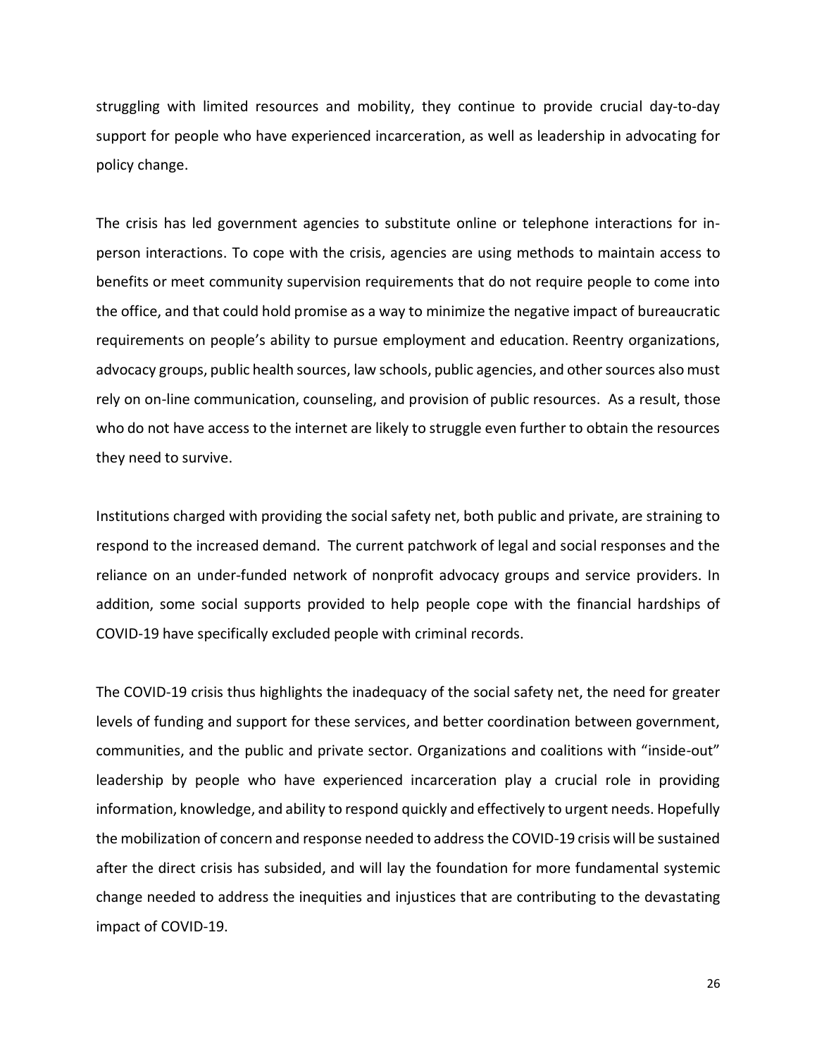struggling with limited resources and mobility, they continue to provide crucial day-to-day support for people who have experienced incarceration, as well as leadership in advocating for policy change.

The crisis has led government agencies to substitute online or telephone interactions for in-person interactions. To cope with the crisis, agencies are using methods to maintain access to benefits or meet community supervision requirements that do not require people to come into the office, and that could hold promise as a way to minimize the negative impact of bureaucratic requirements on people's ability to pursue employment and education. Reentry organizations, advocacy groups, public health sources, law schools, public agencies, and other sources also must rely on on-line communication, counseling, and provision of public resources. As a result, those who do not have access to the internet are likely to struggle even further to obtain the resources they need to survive.

Institutions charged with providing the social safety net, both public and private, are straining to respond to the increased demand. The current patchwork of legal and social responses and the reliance on an under-funded network of nonprofit advocacy groups and service providers. In addition, some social supports provided to help people cope with the financial hardships of COVID-19 have specifically excluded people with criminal records.

The COVID-19 crisis thus highlights the inadequacy of the social safety net, the need for greater levels of funding and support for these services, and better coordination between government, communities, and the public and private sector. Organizations and coalitions with "inside-out" leadership by people who have experienced incarceration play a crucial role in providing information, knowledge, and ability to respond quickly and effectively to urgent needs. Hopefully the mobilization of concern and response needed to address the COVID-19 crisis will be sustained after the direct crisis has subsided, and will lay the foundation for more fundamental systemic change needed to address the inequities and injustices that are contributing to the devastating impact of COVID-19.